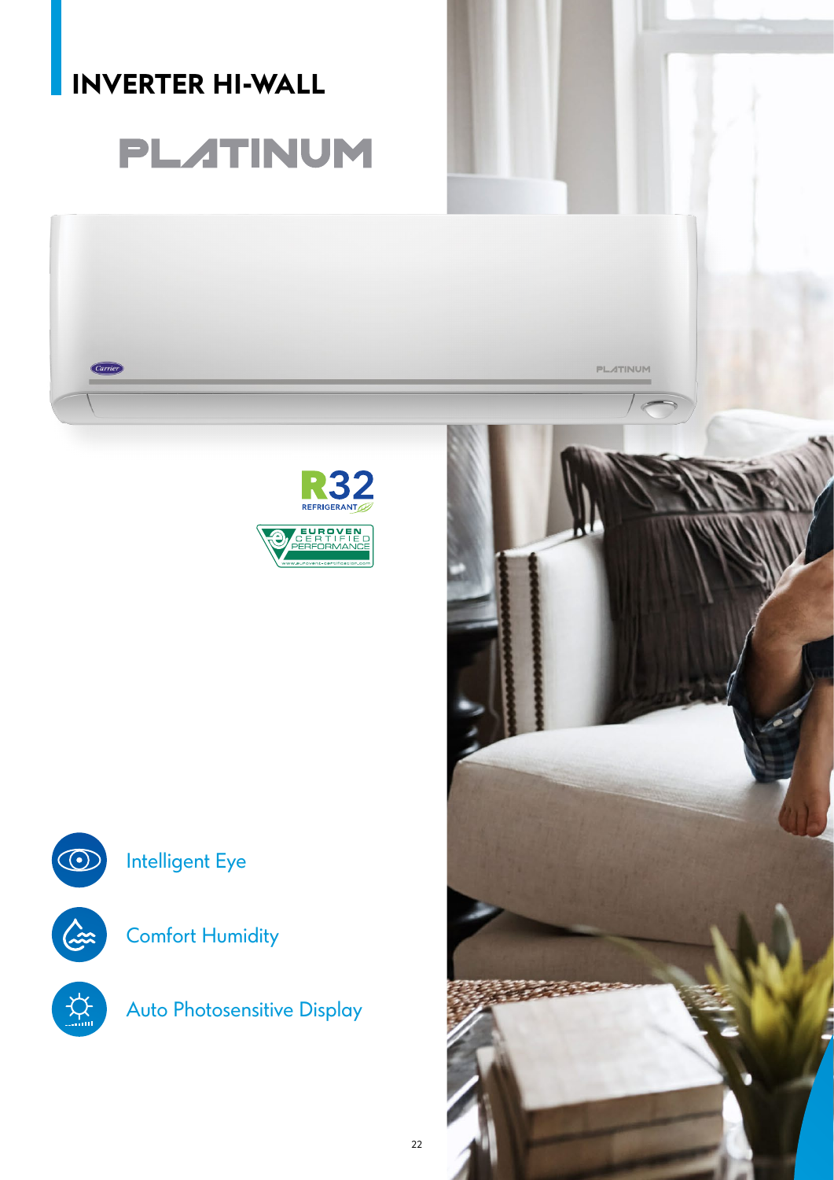# INVERTER HI-WALL

## PLATINUM

- Intelligent Eye
- Comfort Humidity
- Auto Photosensitive Display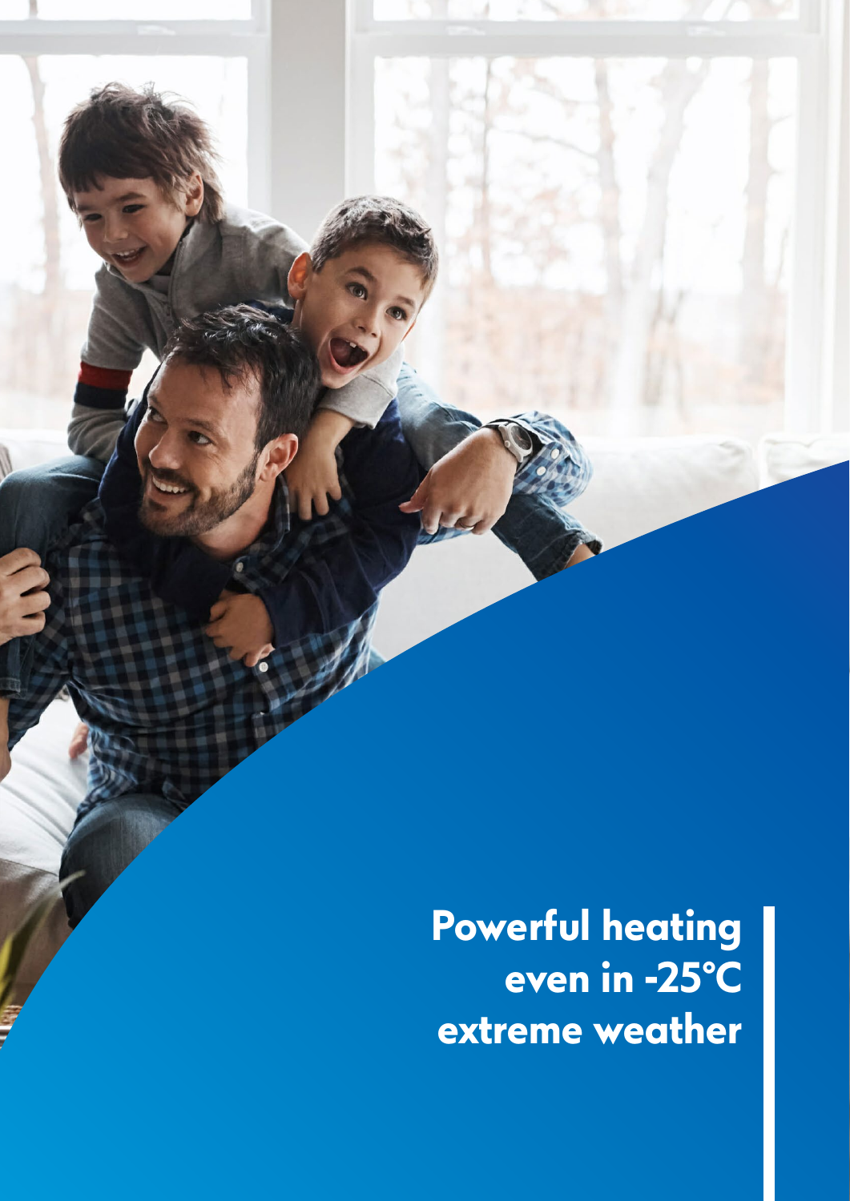**Powerful heating even in -25°C extreme weather**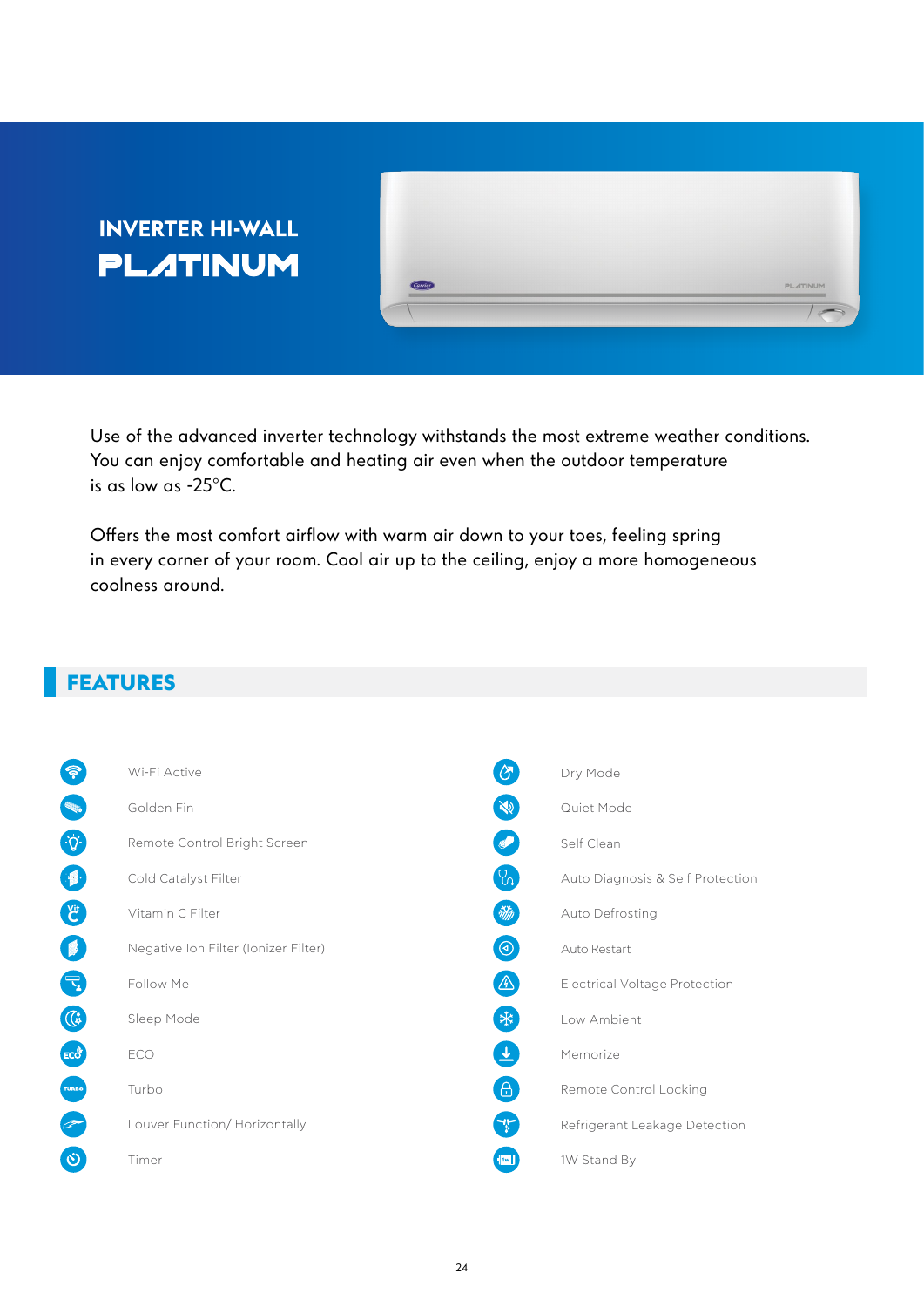# INVERTER HI-WALL PLATINUM

Use of the advanced inverter technology withstands the most extreme weather conditions. You can enjoy comfortable and heating air even when the outdoor temperature is as low as -25°C.

Offers the most comfort airflow with warm air down to your toes, feeling spring in every corner of your room. Cool air up to the ceiling, enjoy a more homogeneous coolness around.

## FEATURES

- Wi-Fi Active
- Golden Fin
- Remote Control Bright Screen
- Cold Catalyst Filter
- Vitamin C Filter
- Negative Ion Filter (Ionizer Filter)
- Follow Me
- Sleep Mode
- ECO
- Turbo
- Louver Function/ Horizontally
- Timer
- Dry Mode
- Quiet Mode
- Self Clean
- Auto Diagnosis & Self Protection
- Auto Defrosting
- Auto Restart
- Electrical Voltage Protection
- Low Ambient
- Memorize
- Remote Control Locking
- Refrigerant Leakage Detection
- 1W Stand By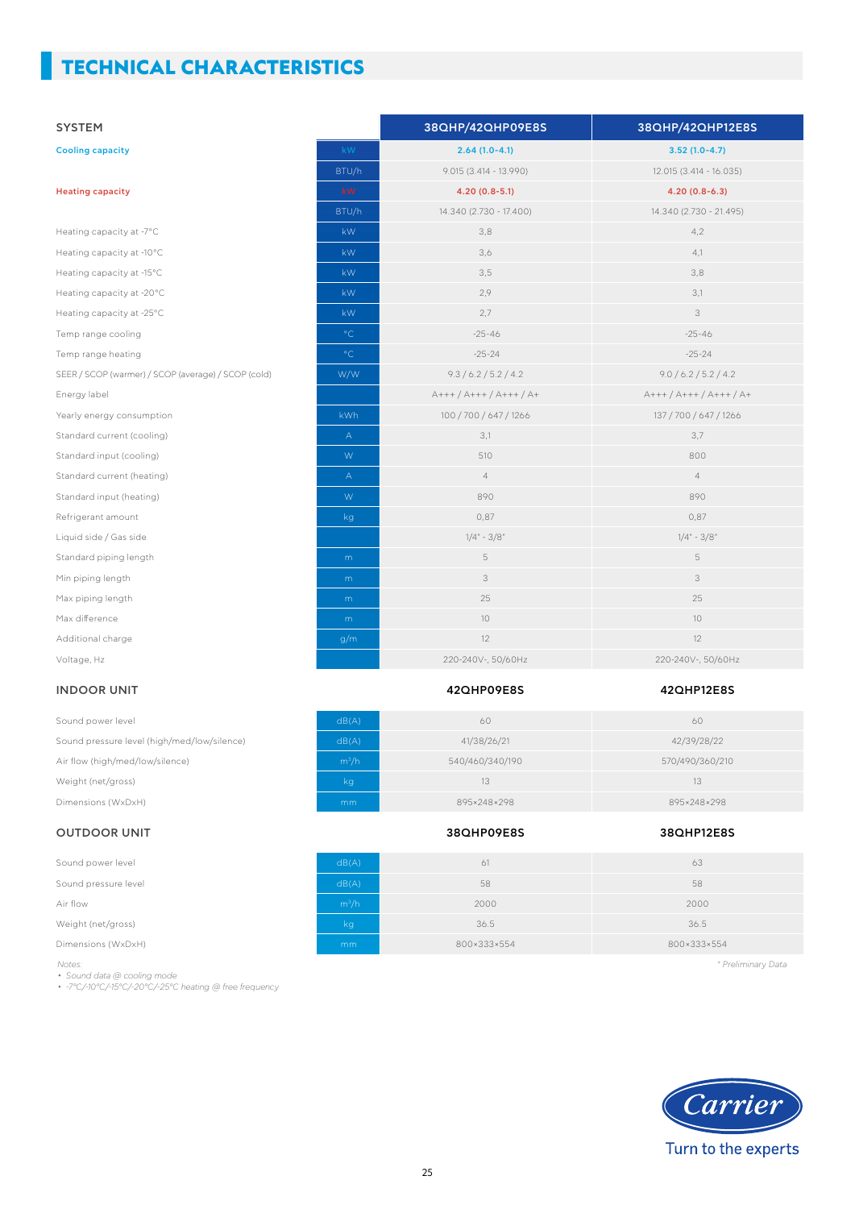## TECHNICAL CHARACTERISTICS

| SYSTEM | | 38QHP/42QHP09E8S | 38QHP/42QHP12E8S |
|---|---|---|---|
| **Cooling capacity** | kW | **2.64 (1.0-4.1)** | **3.52 (1.0-4.7)** |
| | BTU/h | 9.015 (3.414 - 13.990) | 12.015 (3.414 - 16.035) |
| **Heating capacity** | kW | **4.20 (0.8-5.1)** | **4.20 (0.8-6.3)** |
| | BTU/h | 14.340 (2.730 - 17.400) | 14.340 (2.730 - 21.495) |
| Heating capacity at -7°C | kW | 3,8 | 4,2 |
| Heating capacity at -10°C | kW | 3,6 | 4,1 |
| Heating capacity at -15°C | kW | 3,5 | 3,8 |
| Heating capacity at -20°C | kW | 2,9 | 3,1 |
| Heating capacity at -25°C | kW | 2,7 | 3 |
| Temp range cooling | °C | -25-46 | -25-46 |
| Temp range heating | °C | -25-24 | -25-24 |
| SEER / SCOP (warmer) / SCOP (average) / SCOP (cold) | W/W | 9.3 / 6.2 / 5.2 / 4.2 | 9.0 / 6.2 / 5.2 / 4.2 |
| Energy label | | A+++ / A+++ / A+++ / A+ | A+++ / A+++ / A+++ / A+ |
| Yearly energy consumption | kWh | 100 / 700 / 647 / 1266 | 137 / 700 / 647 / 1266 |
| Standard current (cooling) | A | 3,1 | 3,7 |
| Standard input (cooling) | W | 510 | 800 |
| Standard current (heating) | A | 4 | 4 |
| Standard input (heating) | W | 890 | 890 |
| Refrigerant amount | kg | 0,87 | 0,87 |
| Liquid side / Gas side | | 1/4" - 3/8" | 1/4" - 3/8" |
| Standard piping length | m | 5 | 5 |
| Min piping length | m | 3 | 3 |
| Max piping length | m | 25 | 25 |
| Max difference | m | 10 | 10 |
| Additional charge | g/m | 12 | 12 |
| Voltage, Hz | | 220-240V~, 50/60Hz | 220-240V~, 50/60Hz |

| INDOOR UNIT | | 42QHP09E8S | 42QHP12E8S |
|---|---|---|---|
| Sound power level | dB(A) | 60 | 60 |
| Sound pressure level (high/med/low/silence) | dB(A) | 41/38/26/21 | 42/39/28/22 |
| Air flow (high/med/low/silence) | m³/h | 540/460/340/190 | 570/490/360/210 |
| Weight (net/gross) | kg | 13 | 13 |
| Dimensions (WxDxH) | mm | 895×248×298 | 895×248×298 |

| OUTDOOR UNIT | | 38QHP09E8S | 38QHP12E8S |
|---|---|---|---|
| Sound power level | dB(A) | 61 | 63 |
| Sound pressure level | dB(A) | 58 | 58 |
| Air flow | m³/h | 2000 | 2000 |
| Weight (net/gross) | kg | 36.5 | 36.5 |
| Dimensions (WxDxH) | mm | 800×333×554 | 800×333×554 |

*Notes:*
- *Sound data @ cooling mode*
- *-7°C/-10°C/-15°C/-20°C/-25°C heating @ free frequency*

*\* Preliminary Data*

Carrier
Turn to the experts